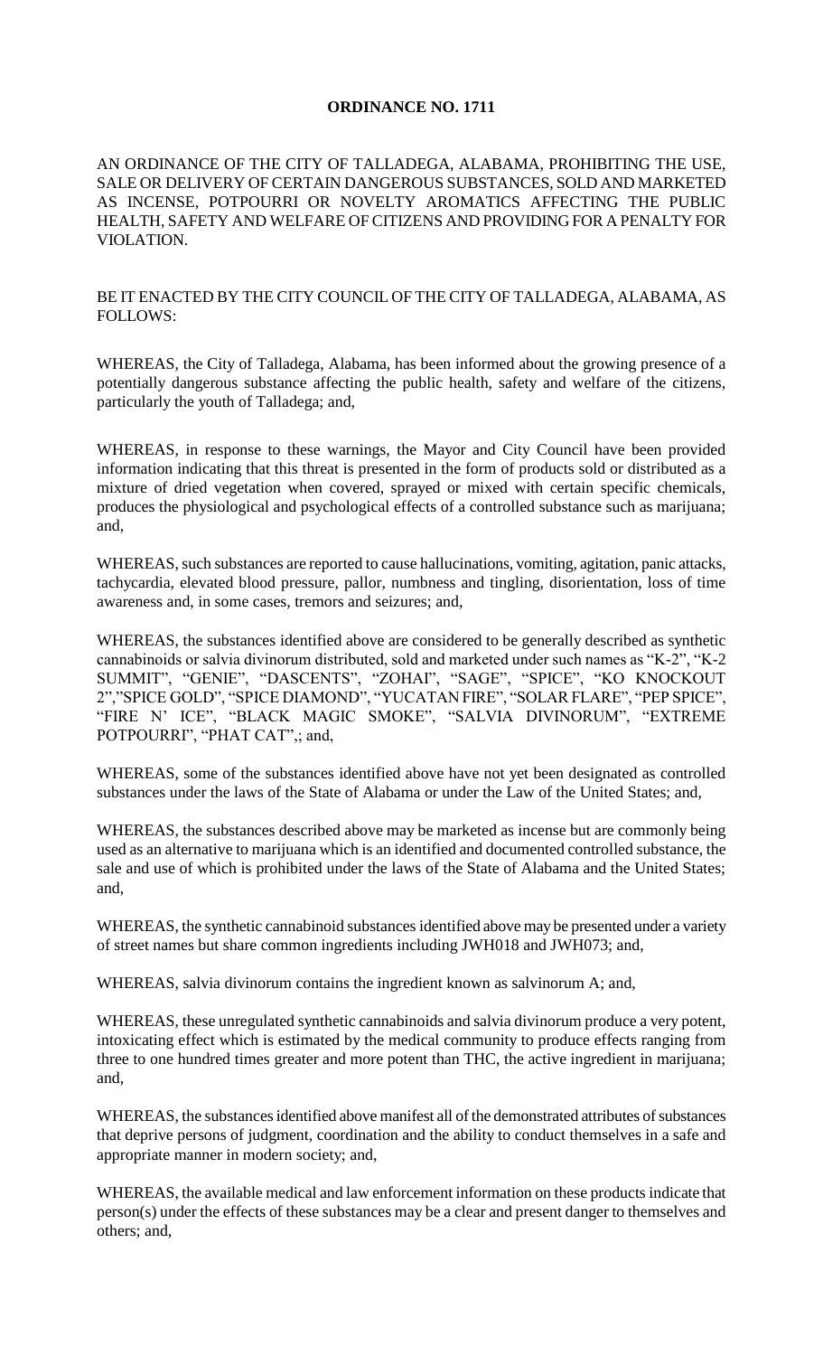**ORDINANCE NO. 1711**

AN ORDINANCE OF THE CITY OF TALLADEGA, ALABAMA, PROHIBITING THE USE, SALE OR DELIVERY OF CERTAIN DANGEROUS SUBSTANCES, SOLD AND MARKETED AS INCENSE, POTPOURRI OR NOVELTY AROMATICS AFFECTING THE PUBLIC HEALTH, SAFETY AND WELFARE OF CITIZENS AND PROVIDING FOR A PENALTY FOR VIOLATION.

BE IT ENACTED BY THE CITY COUNCIL OF THE CITY OF TALLADEGA, ALABAMA, AS FOLLOWS:

WHEREAS, the City of Talladega, Alabama, has been informed about the growing presence of a potentially dangerous substance affecting the public health, safety and welfare of the citizens, particularly the youth of Talladega; and,

WHEREAS, in response to these warnings, the Mayor and City Council have been provided information indicating that this threat is presented in the form of products sold or distributed as a mixture of dried vegetation when covered, sprayed or mixed with certain specific chemicals, produces the physiological and psychological effects of a controlled substance such as marijuana; and,

WHEREAS, such substances are reported to cause hallucinations, vomiting, agitation, panic attacks, tachycardia, elevated blood pressure, pallor, numbness and tingling, disorientation, loss of time awareness and, in some cases, tremors and seizures; and,

WHEREAS, the substances identified above are considered to be generally described as synthetic cannabinoids or salvia divinorum distributed, sold and marketed under such names as "K-2", "K-2 SUMMIT", "GENIE", "DASCENTS", "ZOHAI", "SAGE", "SPICE", "KO KNOCKOUT 2","SPICE GOLD", "SPICE DIAMOND", "YUCATAN FIRE", "SOLAR FLARE", "PEP SPICE", "FIRE N' ICE", "BLACK MAGIC SMOKE", "SALVIA DIVINORUM", "EXTREME POTPOURRI", "PHAT CAT",; and,

WHEREAS, some of the substances identified above have not yet been designated as controlled substances under the laws of the State of Alabama or under the Law of the United States; and,

WHEREAS, the substances described above may be marketed as incense but are commonly being used as an alternative to marijuana which is an identified and documented controlled substance, the sale and use of which is prohibited under the laws of the State of Alabama and the United States; and,

WHEREAS, the synthetic cannabinoid substances identified above may be presented under a variety of street names but share common ingredients including JWH018 and JWH073; and,

WHEREAS, salvia divinorum contains the ingredient known as salvinorum A; and,

WHEREAS, these unregulated synthetic cannabinoids and salvia divinorum produce a very potent, intoxicating effect which is estimated by the medical community to produce effects ranging from three to one hundred times greater and more potent than THC, the active ingredient in marijuana; and,

WHEREAS, the substances identified above manifest all of the demonstrated attributes of substances that deprive persons of judgment, coordination and the ability to conduct themselves in a safe and appropriate manner in modern society; and,

WHEREAS, the available medical and law enforcement information on these products indicate that person(s) under the effects of these substances may be a clear and present danger to themselves and others; and,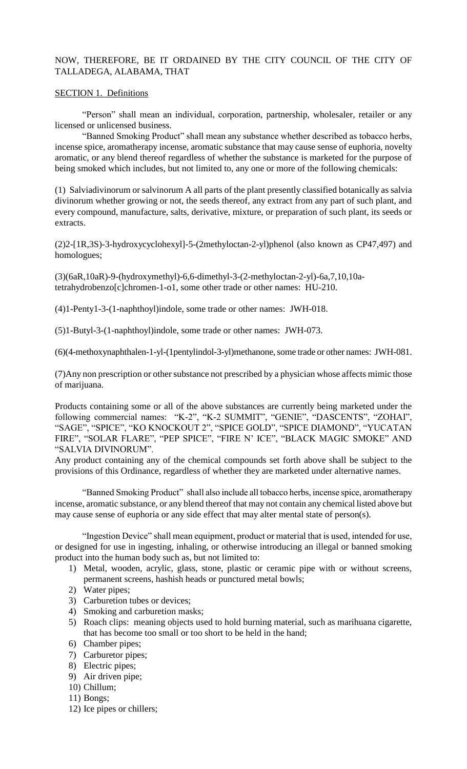NOW, THEREFORE, BE IT ORDAINED BY THE CITY COUNCIL OF THE CITY OF TALLADEGA, ALABAMA, THAT

SECTION 1. Definitions

"Person" shall mean an individual, corporation, partnership, wholesaler, retailer or any licensed or unlicensed business.

"Banned Smoking Product" shall mean any substance whether described as tobacco herbs, incense spice, aromatherapy incense, aromatic substance that may cause sense of euphoria, novelty aromatic, or any blend thereof regardless of whether the substance is marketed for the purpose of being smoked which includes, but not limited to, any one or more of the following chemicals:

(1) Salviadivinorum or salvinorum A all parts of the plant presently classified botanically as salvia divinorum whether growing or not, the seeds thereof, any extract from any part of such plant, and every compound, manufacture, salts, derivative, mixture, or preparation of such plant, its seeds or extracts.

(2)2-[1R,3S)-3-hydroxycyclohexyl]-5-(2methyloctan-2-yl)phenol (also known as CP47,497) and homologues;

(3)(6aR,10aR)-9-(hydroxymethyl)-6,6-dimethyl-3-(2-methyloctan-2-yl)-6a,7,10,10a-tetrahydrobenzo[c]chromen-1-o1, some other trade or other names: HU-210.

(4)1-Penty1-3-(1-naphthoyl)indole, some trade or other names: JWH-018.

(5)1-Butyl-3-(1-naphthoyl)indole, some trade or other names: JWH-073.

(6)(4-methoxynaphthalen-1-yl-(1pentylindol-3-yl)methanone, some trade or other names: JWH-081.

(7)Any non prescription or other substance not prescribed by a physician whose affects mimic those of marijuana.

Products containing some or all of the above substances are currently being marketed under the following commercial names: "K-2", "K-2 SUMMIT", "GENIE", "DASCENTS", "ZOHAI", "SAGE", "SPICE", "KO KNOCKOUT 2", "SPICE GOLD", "SPICE DIAMOND", "YUCATAN FIRE", "SOLAR FLARE", "PEP SPICE", "FIRE N' ICE", "BLACK MAGIC SMOKE" AND "SALVIA DIVINORUM".
Any product containing any of the chemical compounds set forth above shall be subject to the provisions of this Ordinance, regardless of whether they are marketed under alternative names.

"Banned Smoking Product" shall also include all tobacco herbs, incense spice, aromatherapy incense, aromatic substance, or any blend thereof that may not contain any chemical listed above but may cause sense of euphoria or any side effect that may alter mental state of person(s).

"Ingestion Device" shall mean equipment, product or material that is used, intended for use, or designed for use in ingesting, inhaling, or otherwise introducing an illegal or banned smoking product into the human body such as, but not limited to:

1) Metal, wooden, acrylic, glass, stone, plastic or ceramic pipe with or without screens, permanent screens, hashish heads or punctured metal bowls;
2) Water pipes;
3) Carburetion tubes or devices;
4) Smoking and carburetion masks;
5) Roach clips: meaning objects used to hold burning material, such as marihuana cigarette, that has become too small or too short to be held in the hand;
6) Chamber pipes;
7) Carburetor pipes;
8) Electric pipes;
9) Air driven pipe;
10) Chillum;
11) Bongs;
12) Ice pipes or chillers;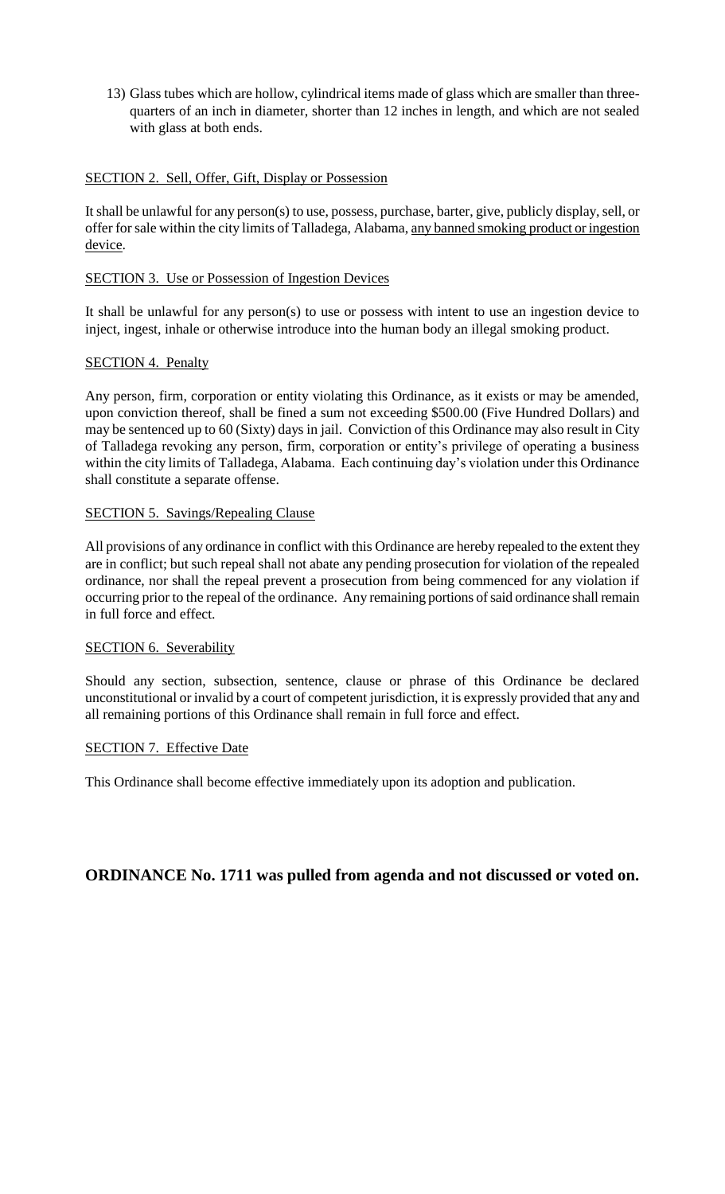13) Glass tubes which are hollow, cylindrical items made of glass which are smaller than three-quarters of an inch in diameter, shorter than 12 inches in length, and which are not sealed with glass at both ends.

<u>SECTION 2. Sell, Offer, Gift, Display or Possession</u>

It shall be unlawful for any person(s) to use, possess, purchase, barter, give, publicly display, sell, or offer for sale within the city limits of Talladega, Alabama, <u>any banned smoking product or ingestion device</u>.

<u>SECTION 3. Use or Possession of Ingestion Devices</u>

It shall be unlawful for any person(s) to use or possess with intent to use an ingestion device to inject, ingest, inhale or otherwise introduce into the human body an illegal smoking product.

<u>SECTION 4. Penalty</u>

Any person, firm, corporation or entity violating this Ordinance, as it exists or may be amended, upon conviction thereof, shall be fined a sum not exceeding $500.00 (Five Hundred Dollars) and may be sentenced up to 60 (Sixty) days in jail. Conviction of this Ordinance may also result in City of Talladega revoking any person, firm, corporation or entity's privilege of operating a business within the city limits of Talladega, Alabama. Each continuing day's violation under this Ordinance shall constitute a separate offense.

<u>SECTION 5. Savings/Repealing Clause</u>

All provisions of any ordinance in conflict with this Ordinance are hereby repealed to the extent they are in conflict; but such repeal shall not abate any pending prosecution for violation of the repealed ordinance, nor shall the repeal prevent a prosecution from being commenced for any violation if occurring prior to the repeal of the ordinance. Any remaining portions of said ordinance shall remain in full force and effect.

<u>SECTION 6. Severability</u>

Should any section, subsection, sentence, clause or phrase of this Ordinance be declared unconstitutional or invalid by a court of competent jurisdiction, it is expressly provided that any and all remaining portions of this Ordinance shall remain in full force and effect.

<u>SECTION 7. Effective Date</u>

This Ordinance shall become effective immediately upon its adoption and publication.

**ORDINANCE No. 1711 was pulled from agenda and not discussed or voted on.**